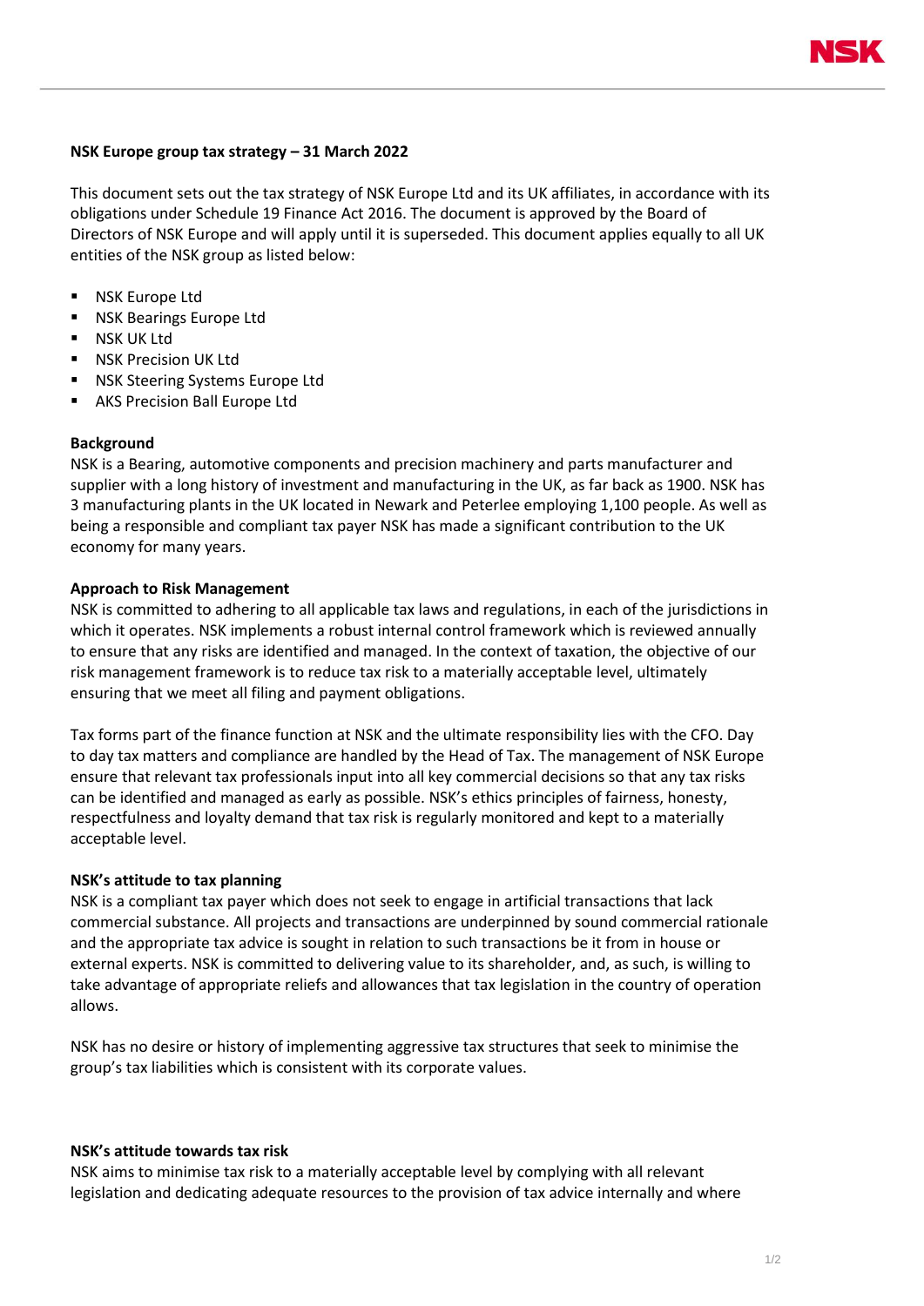# NSK Europe group tax strategy – 31 March 2022

This document sets out the tax strategy of NSK Europe Ltd and its UK affiliates, in accordance with its obligations under Schedule 19 Finance Act 2016. The document is approved by the Board of Directors of NSK Europe and will apply until it is superseded. This document applies equally to all UK entities of the NSK group as listed below:

- NSK Europe Ltd
- NSK Bearings Europe Ltd
- NSK UK Ltd
- NSK Precision UK Ltd
- NSK Steering Systems Europe Ltd
- AKS Precision Ball Europe Ltd

## Background

NSK is a Bearing, automotive components and precision machinery and parts manufacturer and supplier with a long history of investment and manufacturing in the UK, as far back as 1900. NSK has 3 manufacturing plants in the UK located in Newark and Peterlee employing 1,100 people. As well as being a responsible and compliant tax payer NSK has made a significant contribution to the UK economy for many years.

## Approach to Risk Management

NSK is committed to adhering to all applicable tax laws and regulations, in each of the jurisdictions in which it operates. NSK implements a robust internal control framework which is reviewed annually to ensure that any risks are identified and managed. In the context of taxation, the objective of our risk management framework is to reduce tax risk to a materially acceptable level, ultimately ensuring that we meet all filing and payment obligations.

Tax forms part of the finance function at NSK and the ultimate responsibility lies with the CFO. Day to day tax matters and compliance are handled by the Head of Tax. The management of NSK Europe ensure that relevant tax professionals input into all key commercial decisions so that any tax risks can be identified and managed as early as possible. NSK's ethics principles of fairness, honesty, respectfulness and loyalty demand that tax risk is regularly monitored and kept to a materially acceptable level.

## NSK's attitude to tax planning

NSK is a compliant tax payer which does not seek to engage in artificial transactions that lack commercial substance. All projects and transactions are underpinned by sound commercial rationale and the appropriate tax advice is sought in relation to such transactions be it from in house or external experts. NSK is committed to delivering value to its shareholder, and, as such, is willing to take advantage of appropriate reliefs and allowances that tax legislation in the country of operation allows.

NSK has no desire or history of implementing aggressive tax structures that seek to minimise the group's tax liabilities which is consistent with its corporate values.

## NSK's attitude towards tax risk

NSK aims to minimise tax risk to a materially acceptable level by complying with all relevant legislation and dedicating adequate resources to the provision of tax advice internally and where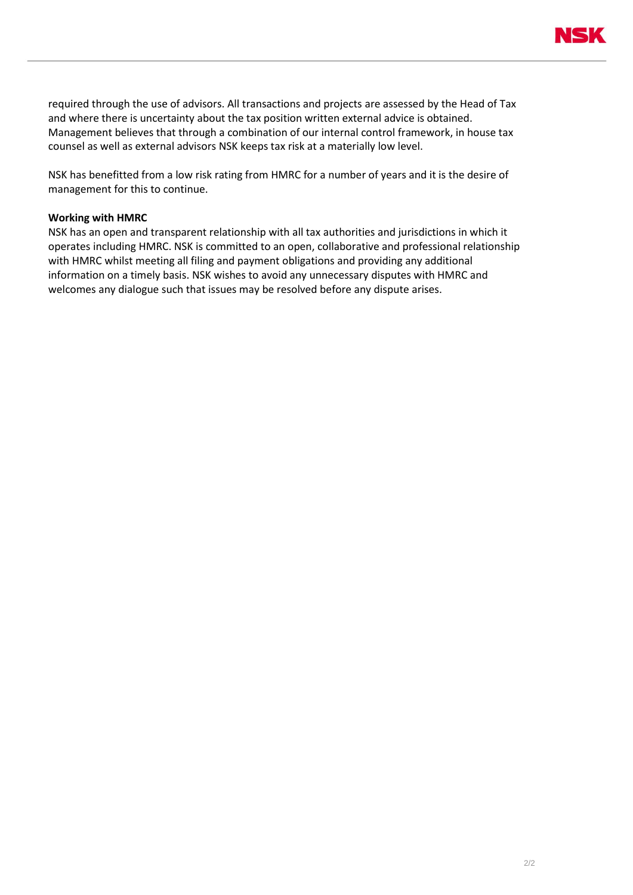required through the use of advisors. All transactions and projects are assessed by the Head of Tax and where there is uncertainty about the tax position written external advice is obtained. Management believes that through a combination of our internal control framework, in house tax counsel as well as external advisors NSK keeps tax risk at a materially low level.

NSK has benefitted from a low risk rating from HMRC for a number of years and it is the desire of management for this to continue.

**Working with HMRC**

NSK has an open and transparent relationship with all tax authorities and jurisdictions in which it operates including HMRC. NSK is committed to an open, collaborative and professional relationship with HMRC whilst meeting all filing and payment obligations and providing any additional information on a timely basis. NSK wishes to avoid any unnecessary disputes with HMRC and welcomes any dialogue such that issues may be resolved before any dispute arises.